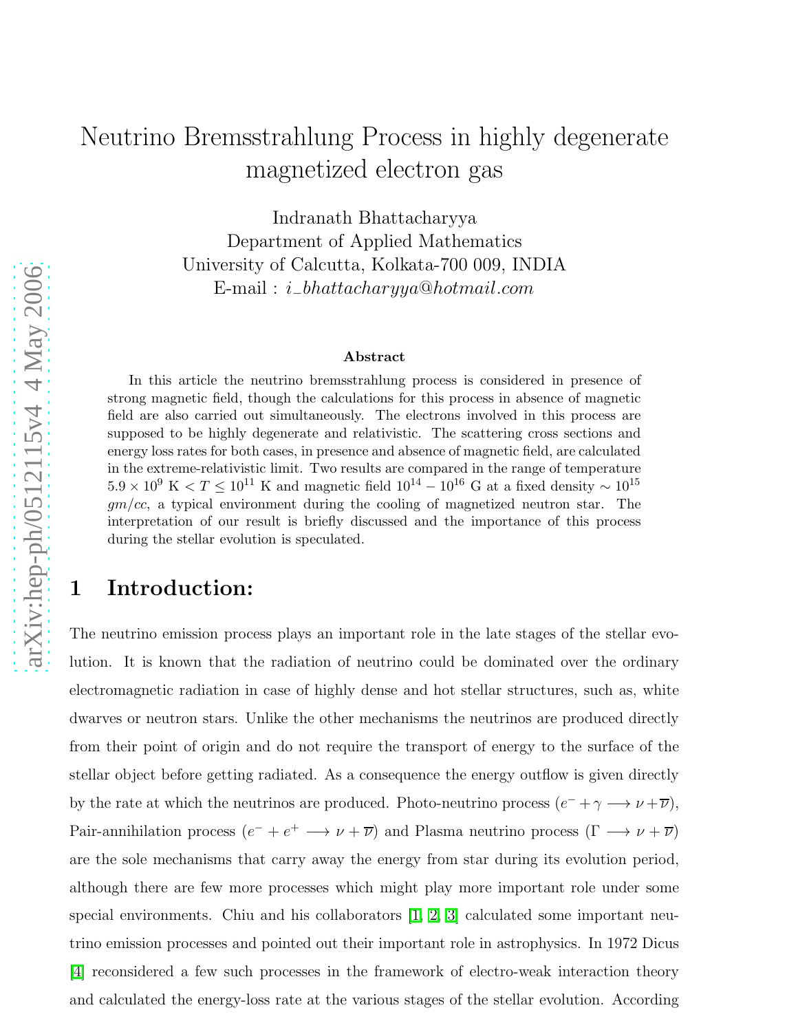# Neutrino Bremsstrahlung Process in highly degenerate magnetized electron gas

Indranath Bhattacharyya
Department of Applied Mathematics
University of Calcutta, Kolkata-700 009, INDIA
E-mail : *i_bhattacharyya@hotmail.com*

arXiv:hep-ph/0512115v4 4 May 2006

**Abstract**

In this article the neutrino bremsstrahlung process is considered in presence of strong magnetic field, though the calculations for this process in absence of magnetic field are also carried out simultaneously. The electrons involved in this process are supposed to be highly degenerate and relativistic. The scattering cross sections and energy loss rates for both cases, in presence and absence of magnetic field, are calculated in the extreme-relativistic limit. Two results are compared in the range of temperature $5.9 \times 10^9$ K $< T \leq 10^{11}$ K and magnetic field $10^{14} - 10^{16}$ G at a fixed density $\sim 10^{15}$ $gm/cc$, a typical environment during the cooling of magnetized neutron star. The interpretation of our result is briefly discussed and the importance of this process during the stellar evolution is speculated.

## 1 Introduction:

The neutrino emission process plays an important role in the late stages of the stellar evolution. It is known that the radiation of neutrino could be dominated over the ordinary electromagnetic radiation in case of highly dense and hot stellar structures, such as, white dwarves or neutron stars. Unlike the other mechanisms the neutrinos are produced directly from their point of origin and do not require the transport of energy to the surface of the stellar object before getting radiated. As a consequence the energy outflow is given directly by the rate at which the neutrinos are produced. Photo-neutrino process ($e^- + \gamma \longrightarrow \nu + \overline{\nu}$), Pair-annihilation process ($e^- + e^+ \longrightarrow \nu + \overline{\nu}$) and Plasma neutrino process ($\Gamma \longrightarrow \nu + \overline{\nu}$) are the sole mechanisms that carry away the energy from star during its evolution period, although there are few more processes which might play more important role under some special environments. Chiu and his collaborators [1, 2, 3] calculated some important neutrino emission processes and pointed out their important role in astrophysics. In 1972 Dicus [4] reconsidered a few such processes in the framework of electro-weak interaction theory and calculated the energy-loss rate at the various stages of the stellar evolution. According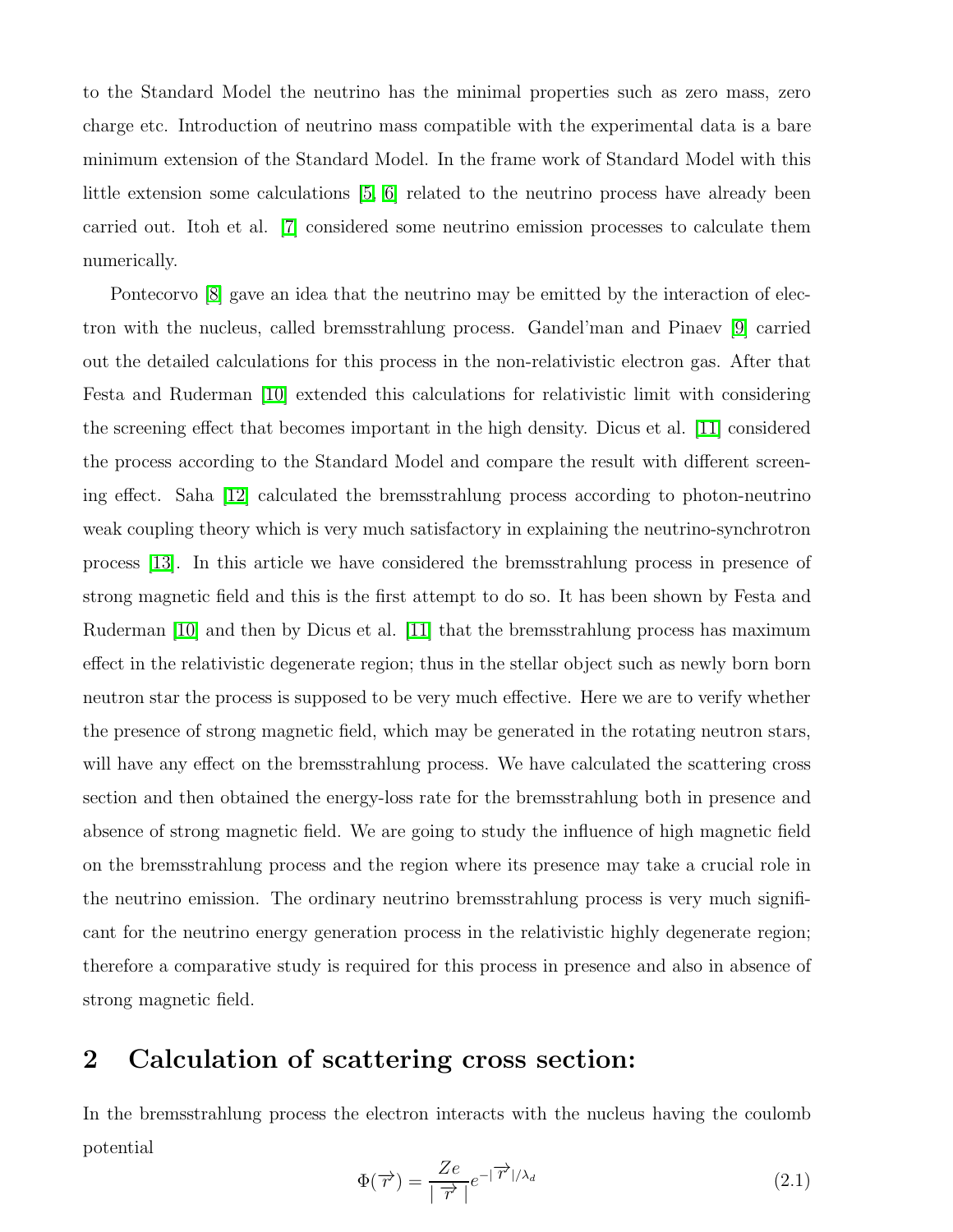to the Standard Model the neutrino has the minimal properties such as zero mass, zero charge etc. Introduction of neutrino mass compatible with the experimental data is a bare minimum extension of the Standard Model. In the frame work of Standard Model with this little extension some calculations [5, 6] related to the neutrino process have already been carried out. Itoh et al. [7] considered some neutrino emission processes to calculate them numerically.

Pontecorvo [8] gave an idea that the neutrino may be emitted by the interaction of electron with the nucleus, called bremsstrahlung process. Gandel'man and Pinaev [9] carried out the detailed calculations for this process in the non-relativistic electron gas. After that Festa and Ruderman [10] extended this calculations for relativistic limit with considering the screening effect that becomes important in the high density. Dicus et al. [11] considered the process according to the Standard Model and compare the result with different screening effect. Saha [12] calculated the bremsstrahlung process according to photon-neutrino weak coupling theory which is very much satisfactory in explaining the neutrino-synchrotron process [13]. In this article we have considered the bremsstrahlung process in presence of strong magnetic field and this is the first attempt to do so. It has been shown by Festa and Ruderman [10] and then by Dicus et al. [11] that the bremsstrahlung process has maximum effect in the relativistic degenerate region; thus in the stellar object such as newly born born neutron star the process is supposed to be very much effective. Here we are to verify whether the presence of strong magnetic field, which may be generated in the rotating neutron stars, will have any effect on the bremsstrahlung process. We have calculated the scattering cross section and then obtained the energy-loss rate for the bremsstrahlung both in presence and absence of strong magnetic field. We are going to study the influence of high magnetic field on the bremsstrahlung process and the region where its presence may take a crucial role in the neutrino emission. The ordinary neutrino bremsstrahlung process is very much significant for the neutrino energy generation process in the relativistic highly degenerate region; therefore a comparative study is required for this process in presence and also in absence of strong magnetic field.

## 2 Calculation of scattering cross section:

In the bremsstrahlung process the electron interacts with the nucleus having the coulomb potential

$$\Phi(\overrightarrow{r}) = \frac{Ze}{|\overrightarrow{r}|} e^{-|\overrightarrow{r}|/\lambda_d} \tag{2.1}$$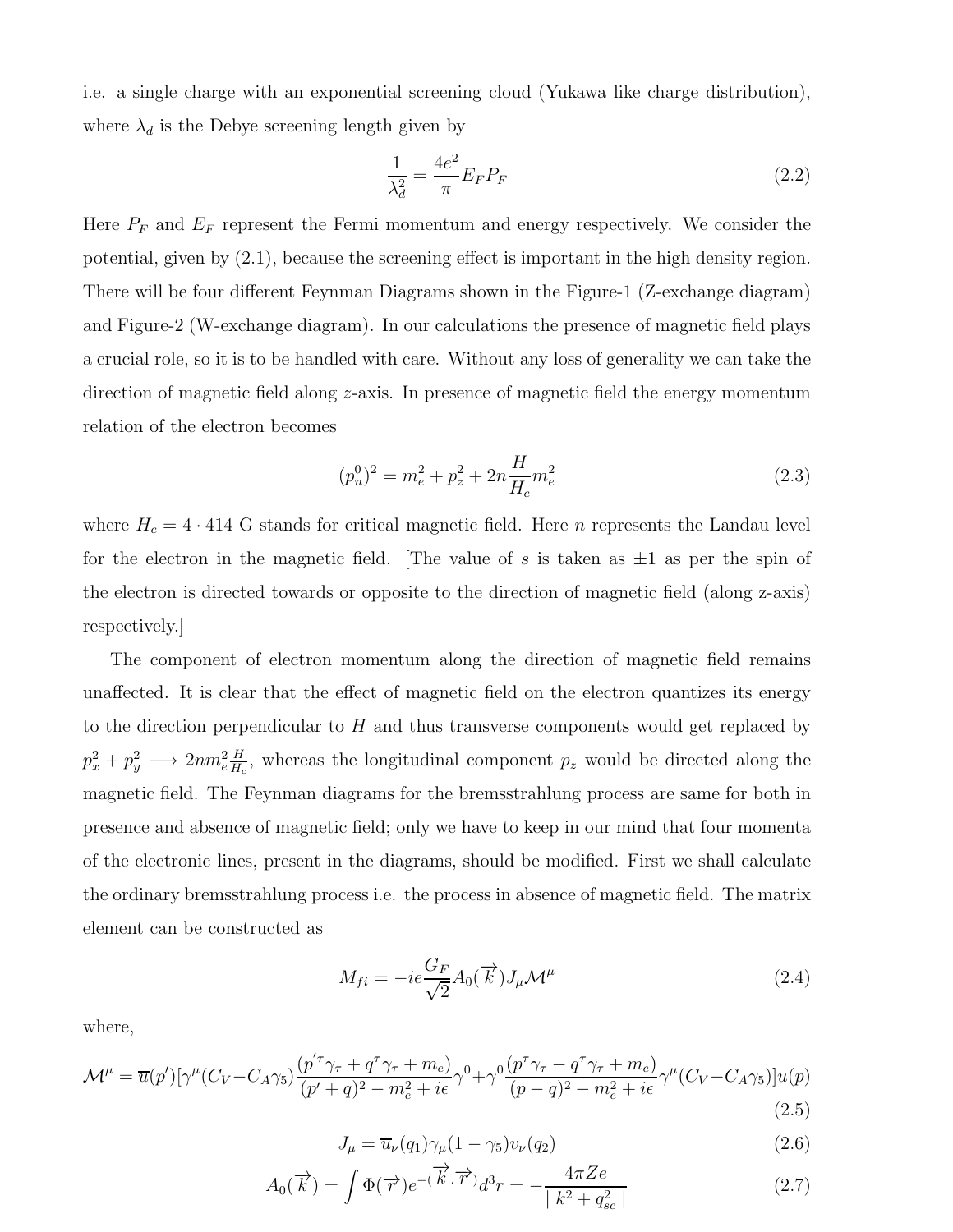i.e. a single charge with an exponential screening cloud (Yukawa like charge distribution), where $\lambda_d$ is the Debye screening length given by

$$\frac{1}{\lambda_d^2} = \frac{4e^2}{\pi} E_F P_F \tag{2.2}$$

Here $P_F$ and $E_F$ represent the Fermi momentum and energy respectively. We consider the potential, given by (2.1), because the screening effect is important in the high density region. There will be four different Feynman Diagrams shown in the Figure-1 (Z-exchange diagram) and Figure-2 (W-exchange diagram). In our calculations the presence of magnetic field plays a crucial role, so it is to be handled with care. Without any loss of generality we can take the direction of magnetic field along $z$-axis. In presence of magnetic field the energy momentum relation of the electron becomes

$$(p_n^0)^2 = m_e^2 + p_z^2 + 2n\frac{H}{H_c}m_e^2 \tag{2.3}$$

where $H_c = 4 \cdot 414$ G stands for critical magnetic field. Here $n$ represents the Landau level for the electron in the magnetic field. [The value of $s$ is taken as $\pm 1$ as per the spin of the electron is directed towards or opposite to the direction of magnetic field (along z-axis) respectively.]

The component of electron momentum along the direction of magnetic field remains unaffected. It is clear that the effect of magnetic field on the electron quantizes its energy to the direction perpendicular to $H$ and thus transverse components would get replaced by $p_x^2 + p_y^2 \longrightarrow 2nm_e^2 \frac{H}{H_c}$, whereas the longitudinal component $p_z$ would be directed along the magnetic field. The Feynman diagrams for the bremsstrahlung process are same for both in presence and absence of magnetic field; only we have to keep in our mind that four momenta of the electronic lines, present in the diagrams, should be modified. First we shall calculate the ordinary bremsstrahlung process i.e. the process in absence of magnetic field. The matrix element can be constructed as

$$M_{fi} = -ie\frac{G_F}{\sqrt{2}} A_0(\overrightarrow{k}) J_\mu \mathcal{M}^\mu \tag{2.4}$$

where,

$$\mathcal{M}^\mu = \overline{u}(p')[\gamma^\mu(C_V - C_A\gamma_5)\frac{(p'^\tau\gamma_\tau + q^\tau\gamma_\tau + m_e)}{(p'+q)^2 - m_e^2 + i\epsilon}\gamma^0 + \gamma^0\frac{(p^\tau\gamma_\tau - q^\tau\gamma_\tau + m_e)}{(p-q)^2 - m_e^2 + i\epsilon}\gamma^\mu(C_V - C_A\gamma_5)]u(p) \tag{2.5}$$

$$J_\mu = \overline{u}_\nu(q_1)\gamma_\mu(1-\gamma_5)v_\nu(q_2) \tag{2.6}$$

$$A_0(\overrightarrow{k}) = \int \Phi(\overrightarrow{r})e^{-(\overrightarrow{k}.\overrightarrow{r})}d^3r = -\frac{4\pi Ze}{\mid k^2 + q_{sc}^2 \mid} \tag{2.7}$$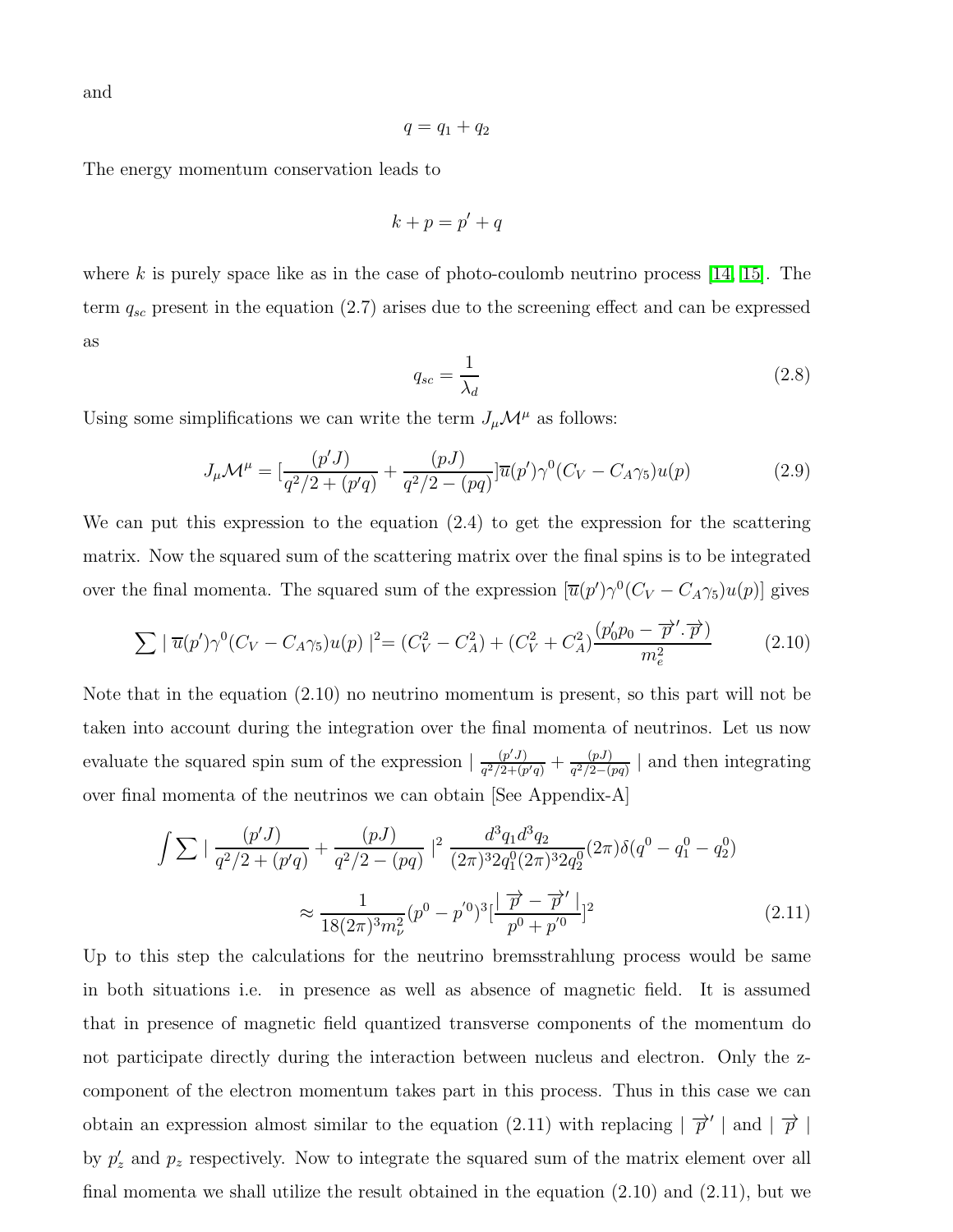and

$$q = q_1 + q_2$$

The energy momentum conservation leads to

$$k + p = p' + q$$

where $k$ is purely space like as in the case of photo-coulomb neutrino process [14, 15]. The term $q_{sc}$ present in the equation (2.7) arises due to the screening effect and can be expressed as

$$q_{sc} = \frac{1}{\lambda_d} \tag{2.8}$$

Using some simplifications we can write the term $J_\mu \mathcal{M}^\mu$ as follows:

$$J_\mu \mathcal{M}^\mu = [\frac{(p'J)}{q^2/2 + (p'q)} + \frac{(pJ)}{q^2/2 - (pq)}]\overline{u}(p')\gamma^0(C_V - C_A\gamma_5)u(p) \tag{2.9}$$

We can put this expression to the equation (2.4) to get the expression for the scattering matrix. Now the squared sum of the scattering matrix over the final spins is to be integrated over the final momenta. The squared sum of the expression $[\overline{u}(p')\gamma^0(C_V - C_A\gamma_5)u(p)]$ gives

$$\sum \mid \overline{u}(p')\gamma^0(C_V - C_A\gamma_5)u(p) \mid^2 = (C_V^2 - C_A^2) + (C_V^2 + C_A^2)\frac{(p_0' p_0 - \overrightarrow{p}'.\overrightarrow{p})}{m_e^2} \tag{2.10}$$

Note that in the equation (2.10) no neutrino momentum is present, so this part will not be taken into account during the integration over the final momenta of neutrinos. Let us now evaluate the squared spin sum of the expression $\mid \frac{(p'J)}{q^2/2+(p'q)} + \frac{(pJ)}{q^2/2-(pq)} \mid$ and then integrating over final momenta of the neutrinos we can obtain [See Appendix-A]

$$\int \sum \mid \frac{(p'J)}{q^2/2 + (p'q)} + \frac{(pJ)}{q^2/2 - (pq)} \mid^2 \frac{d^3q_1 d^3q_2}{(2\pi)^3 2q_1^0 (2\pi)^3 2q_2^0}(2\pi)\delta(q^0 - q_1^0 - q_2^0)$$

$$\approx \frac{1}{18(2\pi)^3 m_\nu^2}(p^0 - p'^0)^3[\frac{\mid \overrightarrow{p} - \overrightarrow{p}' \mid}{p^0 + p'^0}]^2 \tag{2.11}$$

Up to this step the calculations for the neutrino bremsstrahlung process would be same in both situations i.e. in presence as well as absence of magnetic field. It is assumed that in presence of magnetic field quantized transverse components of the momentum do not participate directly during the interaction between nucleus and electron. Only the z-component of the electron momentum takes part in this process. Thus in this case we can obtain an expression almost similar to the equation (2.11) with replacing $\mid \overrightarrow{p}' \mid$ and $\mid \overrightarrow{p} \mid$ by $p_z'$ and $p_z$ respectively. Now to integrate the squared sum of the matrix element over all final momenta we shall utilize the result obtained in the equation (2.10) and (2.11), but we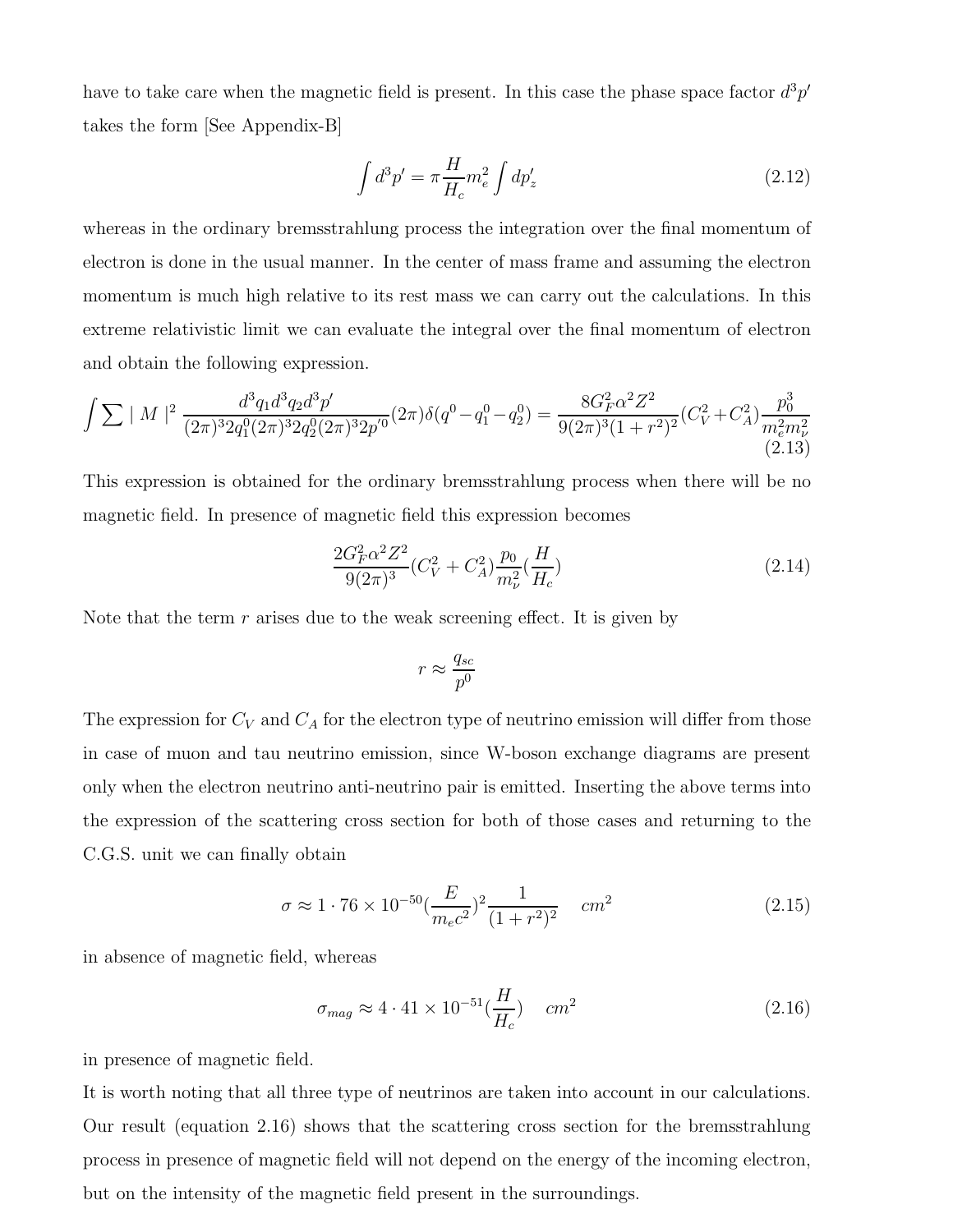have to take care when the magnetic field is present. In this case the phase space factor $d^3p'$ takes the form [See Appendix-B]

$$\int d^3p' = \pi \frac{H}{H_c} m_e^2 \int dp'_z \tag{2.12}$$

whereas in the ordinary bremsstrahlung process the integration over the final momentum of electron is done in the usual manner. In the center of mass frame and assuming the electron momentum is much high relative to its rest mass we can carry out the calculations. In this extreme relativistic limit we can evaluate the integral over the final momentum of electron and obtain the following expression.

$$\int \sum |M|^2 \frac{d^3q_1 d^3q_2 d^3p'}{(2\pi)^3 2q_1^0 (2\pi)^3 2q_2^0 (2\pi)^3 2p'^0} (2\pi)\delta(q^0 - q_1^0 - q_2^0) = \frac{8G_F^2 \alpha^2 Z^2}{9(2\pi)^3 (1+r^2)^2} (C_V^2 + C_A^2) \frac{p_0^3}{m_e^2 m_\nu^2} \tag{2.13}$$

This expression is obtained for the ordinary bremsstrahlung process when there will be no magnetic field. In presence of magnetic field this expression becomes

$$\frac{2G_F^2 \alpha^2 Z^2}{9(2\pi)^3} (C_V^2 + C_A^2) \frac{p_0}{m_\nu^2} (\frac{H}{H_c}) \tag{2.14}$$

Note that the term $r$ arises due to the weak screening effect. It is given by

$$r \approx \frac{q_{sc}}{p^0}$$

The expression for $C_V$ and $C_A$ for the electron type of neutrino emission will differ from those in case of muon and tau neutrino emission, since W-boson exchange diagrams are present only when the electron neutrino anti-neutrino pair is emitted. Inserting the above terms into the expression of the scattering cross section for both of those cases and returning to the C.G.S. unit we can finally obtain

$$\sigma \approx 1 \cdot 76 \times 10^{-50} (\frac{E}{m_e c^2})^2 \frac{1}{(1+r^2)^2} \quad cm^2 \tag{2.15}$$

in absence of magnetic field, whereas

$$\sigma_{mag} \approx 4 \cdot 41 \times 10^{-51} (\frac{H}{H_c}) \quad cm^2 \tag{2.16}$$

in presence of magnetic field.

It is worth noting that all three type of neutrinos are taken into account in our calculations. Our result (equation 2.16) shows that the scattering cross section for the bremsstrahlung process in presence of magnetic field will not depend on the energy of the incoming electron, but on the intensity of the magnetic field present in the surroundings.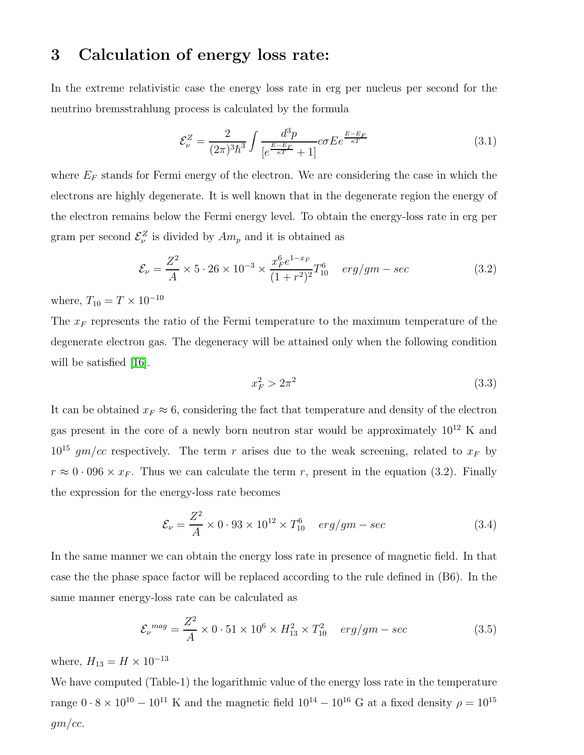# 3 Calculation of energy loss rate:

In the extreme relativistic case the energy loss rate in erg per nucleus per second for the neutrino bremsstrahlung process is calculated by the formula

$$\mathcal{E}_{\nu}^{Z} = \frac{2}{(2\pi)^3\hbar^3} \int \frac{d^3p}{[e^{\frac{E-E_F}{\kappa T}} + 1]} c\sigma E e^{\frac{E-E_F}{\kappa T}} \tag{3.1}$$

where $E_F$ stands for Fermi energy of the electron. We are considering the case in which the electrons are highly degenerate. It is well known that in the degenerate region the energy of the electron remains below the Fermi energy level. To obtain the energy-loss rate in erg per gram per second $\mathcal{E}_{\nu}^{Z}$ is divided by $Am_p$ and it is obtained as

$$\mathcal{E}_{\nu} = \frac{Z^2}{A} \times 5 \cdot 26 \times 10^{-3} \times \frac{x_F^6 e^{1-x_F}}{(1+r^2)^2} T_{10}^6 \quad erg/gm-sec \tag{3.2}$$

where, $T_{10} = T \times 10^{-10}$

The $x_F$ represents the ratio of the Fermi temperature to the maximum temperature of the degenerate electron gas. The degeneracy will be attained only when the following condition will be satisfied [16].

$$x_F^2 > 2\pi^2 \tag{3.3}$$

It can be obtained $x_F \approx 6$, considering the fact that temperature and density of the electron gas present in the core of a newly born neutron star would be approximately $10^{12}$ K and $10^{15}$ $gm/cc$ respectively. The term $r$ arises due to the weak screening, related to $x_F$ by $r \approx 0 \cdot 096 \times x_F$. Thus we can calculate the term $r$, present in the equation (3.2). Finally the expression for the energy-loss rate becomes

$$\mathcal{E}_{\nu} = \frac{Z^2}{A} \times 0 \cdot 93 \times 10^{12} \times T_{10}^6 \quad erg/gm-sec \tag{3.4}$$

In the same manner we can obtain the energy loss rate in presence of magnetic field. In that case the the phase space factor will be replaced according to the rule defined in (B6). In the same manner energy-loss rate can be calculated as

$$\mathcal{E}_{\nu}{}^{mag} = \frac{Z^2}{A} \times 0 \cdot 51 \times 10^6 \times H_{13}^2 \times T_{10}^2 \quad erg/gm-sec \tag{3.5}$$

where, $H_{13} = H \times 10^{-13}$

We have computed (Table-1) the logarithmic value of the energy loss rate in the temperature range $0 \cdot 8 \times 10^{10} - 10^{11}$ K and the magnetic field $10^{14} - 10^{16}$ G at a fixed density $\rho = 10^{15}$ $gm/cc$.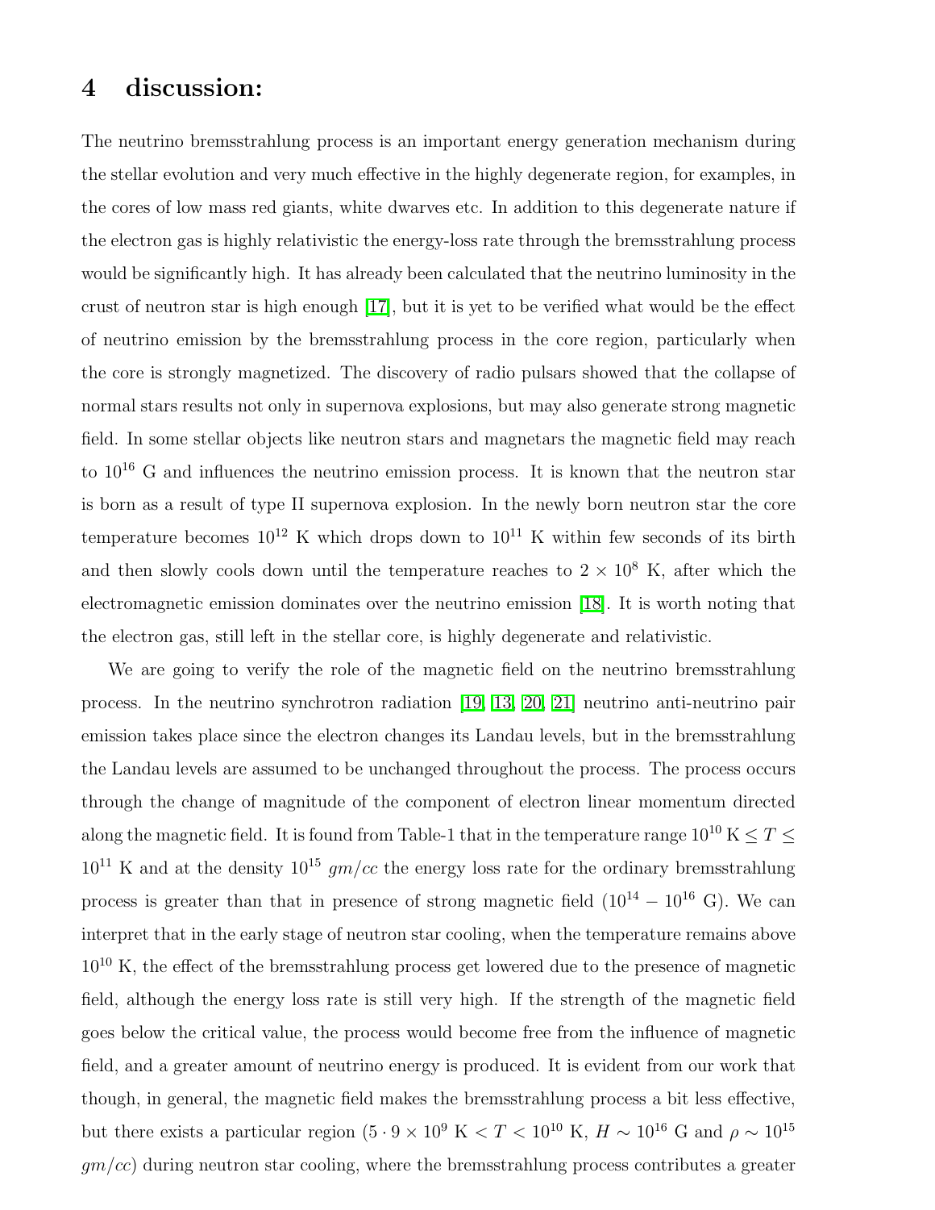# 4 discussion:

The neutrino bremsstrahlung process is an important energy generation mechanism during the stellar evolution and very much effective in the highly degenerate region, for examples, in the cores of low mass red giants, white dwarves etc. In addition to this degenerate nature if the electron gas is highly relativistic the energy-loss rate through the bremsstrahlung process would be significantly high. It has already been calculated that the neutrino luminosity in the crust of neutron star is high enough [17], but it is yet to be verified what would be the effect of neutrino emission by the bremsstrahlung process in the core region, particularly when the core is strongly magnetized. The discovery of radio pulsars showed that the collapse of normal stars results not only in supernova explosions, but may also generate strong magnetic field. In some stellar objects like neutron stars and magnetars the magnetic field may reach to $10^{16}$ G and influences the neutrino emission process. It is known that the neutron star is born as a result of type II supernova explosion. In the newly born neutron star the core temperature becomes $10^{12}$ K which drops down to $10^{11}$ K within few seconds of its birth and then slowly cools down until the temperature reaches to $2 \times 10^{8}$ K, after which the electromagnetic emission dominates over the neutrino emission [18]. It is worth noting that the electron gas, still left in the stellar core, is highly degenerate and relativistic.

We are going to verify the role of the magnetic field on the neutrino bremsstrahlung process. In the neutrino synchrotron radiation [19, 13, 20, 21] neutrino anti-neutrino pair emission takes place since the electron changes its Landau levels, but in the bremsstrahlung the Landau levels are assumed to be unchanged throughout the process. The process occurs through the change of magnitude of the component of electron linear momentum directed along the magnetic field. It is found from Table-1 that in the temperature range $10^{10}$ K $\leq T \leq$ $10^{11}$ K and at the density $10^{15}$ $gm/cc$ the energy loss rate for the ordinary bremsstrahlung process is greater than that in presence of strong magnetic field ($10^{14} - 10^{16}$ G). We can interpret that in the early stage of neutron star cooling, when the temperature remains above $10^{10}$ K, the effect of the bremsstrahlung process get lowered due to the presence of magnetic field, although the energy loss rate is still very high. If the strength of the magnetic field goes below the critical value, the process would become free from the influence of magnetic field, and a greater amount of neutrino energy is produced. It is evident from our work that though, in general, the magnetic field makes the bremsstrahlung process a bit less effective, but there exists a particular region ($5 \cdot 9 \times 10^{9}$ K $< T < 10^{10}$ K, $H \sim 10^{16}$ G and $\rho \sim 10^{15}$ $gm/cc$) during neutron star cooling, where the bremsstrahlung process contributes a greater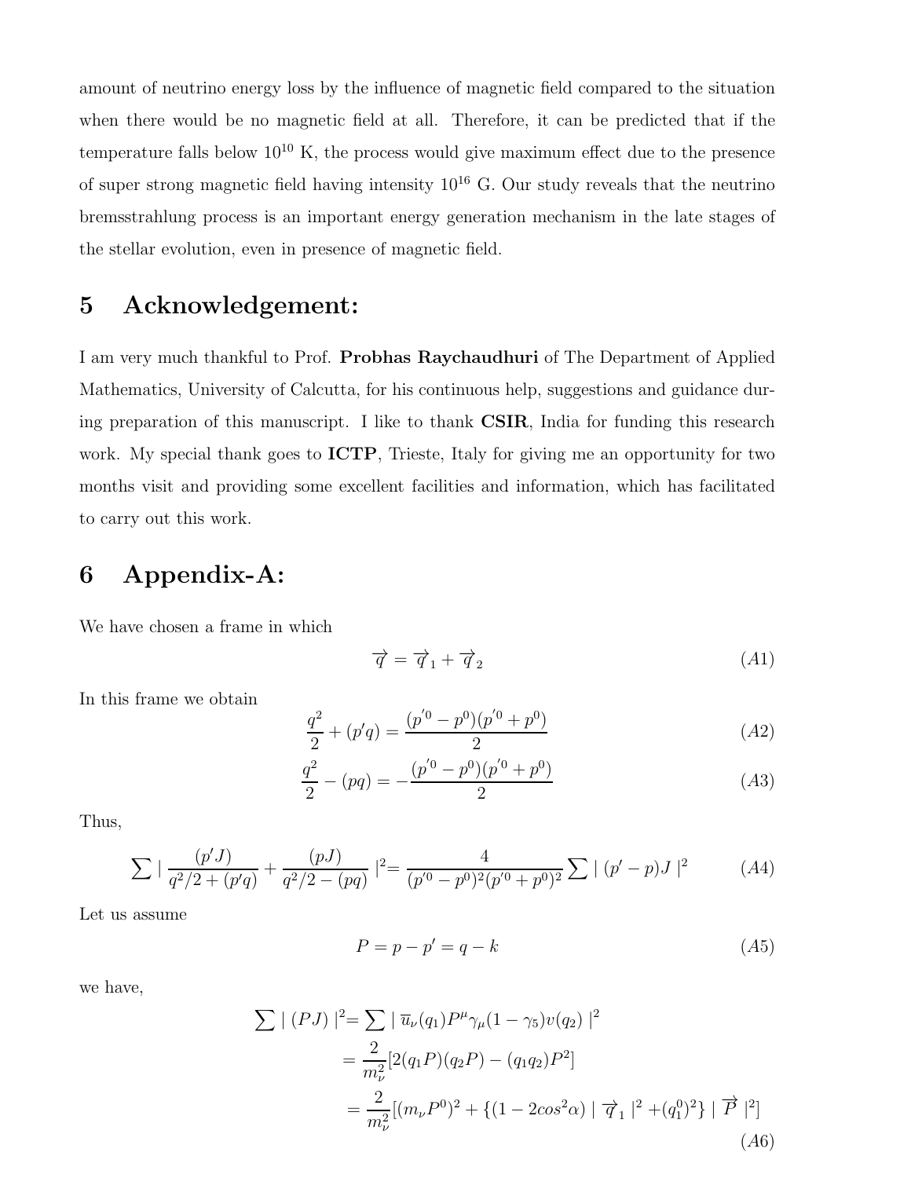amount of neutrino energy loss by the influence of magnetic field compared to the situation when there would be no magnetic field at all. Therefore, it can be predicted that if the temperature falls below $10^{10}$ K, the process would give maximum effect due to the presence of super strong magnetic field having intensity $10^{16}$ G. Our study reveals that the neutrino bremsstrahlung process is an important energy generation mechanism in the late stages of the stellar evolution, even in presence of magnetic field.

# 5 Acknowledgement:

I am very much thankful to Prof. **Probhas Raychaudhuri** of The Department of Applied Mathematics, University of Calcutta, for his continuous help, suggestions and guidance during preparation of this manuscript. I like to thank **CSIR**, India for funding this research work. My special thank goes to **ICTP**, Trieste, Italy for giving me an opportunity for two months visit and providing some excellent facilities and information, which has facilitated to carry out this work.

# 6 Appendix-A:

We have chosen a frame in which

$$\vec{q} = \vec{q}_1 + \vec{q}_2 \tag{A1}$$

In this frame we obtain

$$\frac{q^2}{2} + (p'q) = \frac{(p'^0 - p^0)(p'^0 + p^0)}{2} \tag{A2}$$

$$\frac{q^2}{2} - (pq) = -\frac{(p'^0 - p^0)(p'^0 + p^0)}{2} \tag{A3}$$

Thus,

$$\sum \mid \frac{(p'J)}{q^2/2 + (p'q)} + \frac{(pJ)}{q^2/2 - (pq)} \mid^2 = \frac{4}{(p'^0 - p^0)^2 (p'^0 + p^0)^2} \sum \mid (p' - p)J \mid^2 \tag{A4}$$

Let us assume

$$P = p - p' = q - k \tag{A5}$$

we have,

$$\begin{aligned}
\sum \mid (PJ) \mid^2 &= \sum \mid \overline{u}_\nu(q_1) P^\mu \gamma_\mu (1 - \gamma_5) v(q_2) \mid^2 \\
&= \frac{2}{m_\nu^2} [2(q_1 P)(q_2 P) - (q_1 q_2) P^2] \\
&= \frac{2}{m_\nu^2} [(m_\nu P^0)^2 + \{(1 - 2cos^2\alpha) \mid \vec{q}_1 \mid^2 + (q_1^0)^2\} \mid \vec{P} \mid^2]
\end{aligned} \tag{A6}$$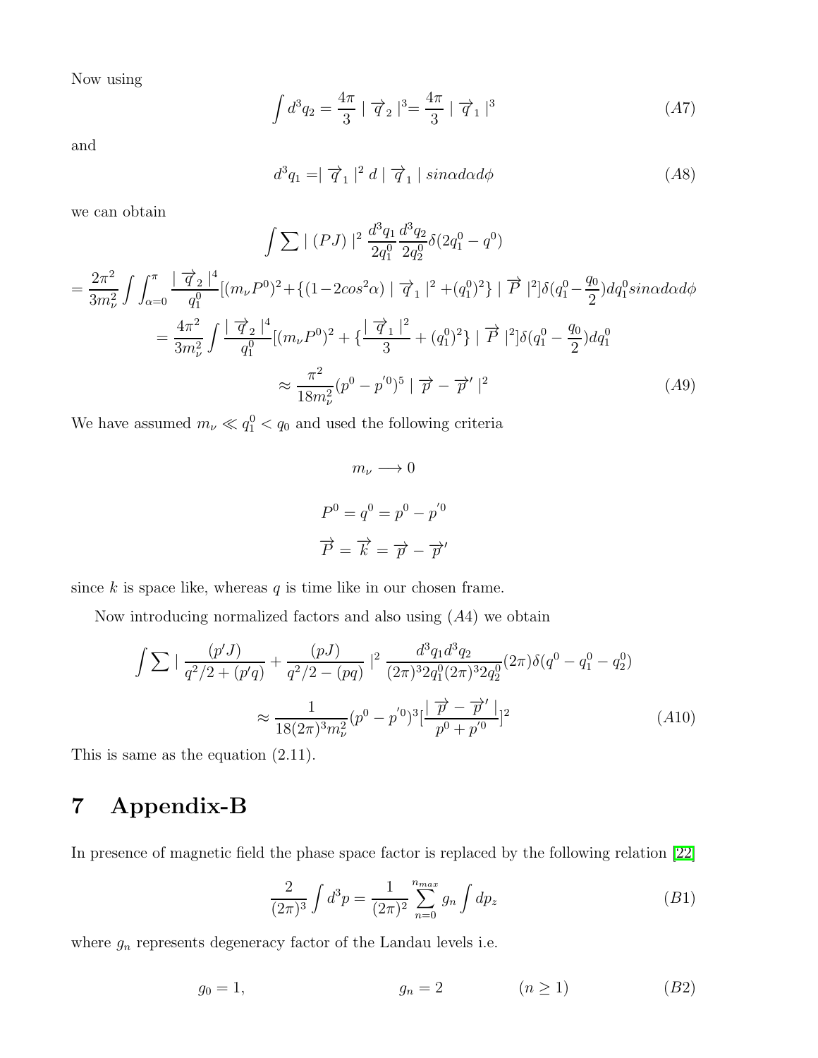Now using

$$\int d^3q_2 = \frac{4\pi}{3} \mid \overrightarrow{q}_2 \mid^3 = \frac{4\pi}{3} \mid \overrightarrow{q}_1 \mid^3 \tag{A7}$$

and

$$d^3q_1 = \mid \overrightarrow{q}_1 \mid^2 d \mid \overrightarrow{q}_1 \mid sin\alpha d\alpha d\phi \tag{A8}$$

we can obtain

$$\int \sum \mid (PJ) \mid^2 \frac{d^3q_1}{2q_1^0}\frac{d^3q_2}{2q_2^0}\delta(2q_1^0 - q^0)$$

$$= \frac{2\pi^2}{3m_\nu^2}\int\int_{\alpha=0}^{\pi}\frac{\mid \overrightarrow{q}_2 \mid^4}{q_1^0}[(m_\nu P^0)^2 + \{(1-2cos^2\alpha) \mid \overrightarrow{q}_1 \mid^2 + (q_1^0)^2\} \mid \overrightarrow{P} \mid^2]\delta(q_1^0 - \frac{q_0}{2})dq_1^0 sin\alpha d\alpha d\phi$$

$$= \frac{4\pi^2}{3m_\nu^2}\int\frac{\mid \overrightarrow{q}_2 \mid^4}{q_1^0}[(m_\nu P^0)^2 + \{\frac{\mid \overrightarrow{q}_1 \mid^2}{3} + (q_1^0)^2\} \mid \overrightarrow{P} \mid^2]\delta(q_1^0 - \frac{q_0}{2})dq_1^0$$

$$\approx \frac{\pi^2}{18m_\nu^2}(p^0 - p^{'0})^5 \mid \overrightarrow{p} - \overrightarrow{p}' \mid^2 \tag{A9}$$

We have assumed $m_\nu \ll q_1^0 < q_0$ and used the following criteria

$$m_\nu \longrightarrow 0$$

$$P^0 = q^0 = p^0 - p^{'0}$$

$$\overrightarrow{P} = \overrightarrow{k} = \overrightarrow{p} - \overrightarrow{p}'$$

since $k$ is space like, whereas $q$ is time like in our chosen frame.

Now introducing normalized factors and also using $(A4)$ we obtain

$$\int \sum \mid \frac{(p'J)}{q^2/2 + (p'q)} + \frac{(pJ)}{q^2/2 - (pq)} \mid^2 \frac{d^3q_1 d^3q_2}{(2\pi)^3 2q_1^0 (2\pi)^3 2q_2^0}(2\pi)\delta(q^0 - q_1^0 - q_2^0)$$

$$\approx \frac{1}{18(2\pi)^3 m_\nu^2}(p^0 - p^{'0})^3[\frac{\mid \overrightarrow{p} - \overrightarrow{p}' \mid}{p^0 + p^{'0}}]^2 \tag{A10}$$

This is same as the equation (2.11).

# 7 Appendix-B

In presence of magnetic field the phase space factor is replaced by the following relation [22]

$$\frac{2}{(2\pi)^3}\int d^3p = \frac{1}{(2\pi)^2}\sum_{n=0}^{n_{max}} g_n \int dp_z \tag{B1}$$

where $g_n$ represents degeneracy factor of the Landau levels i.e.

$$g_0 = 1, \qquad g_n = 2 \qquad (n \geq 1) \tag{B2}$$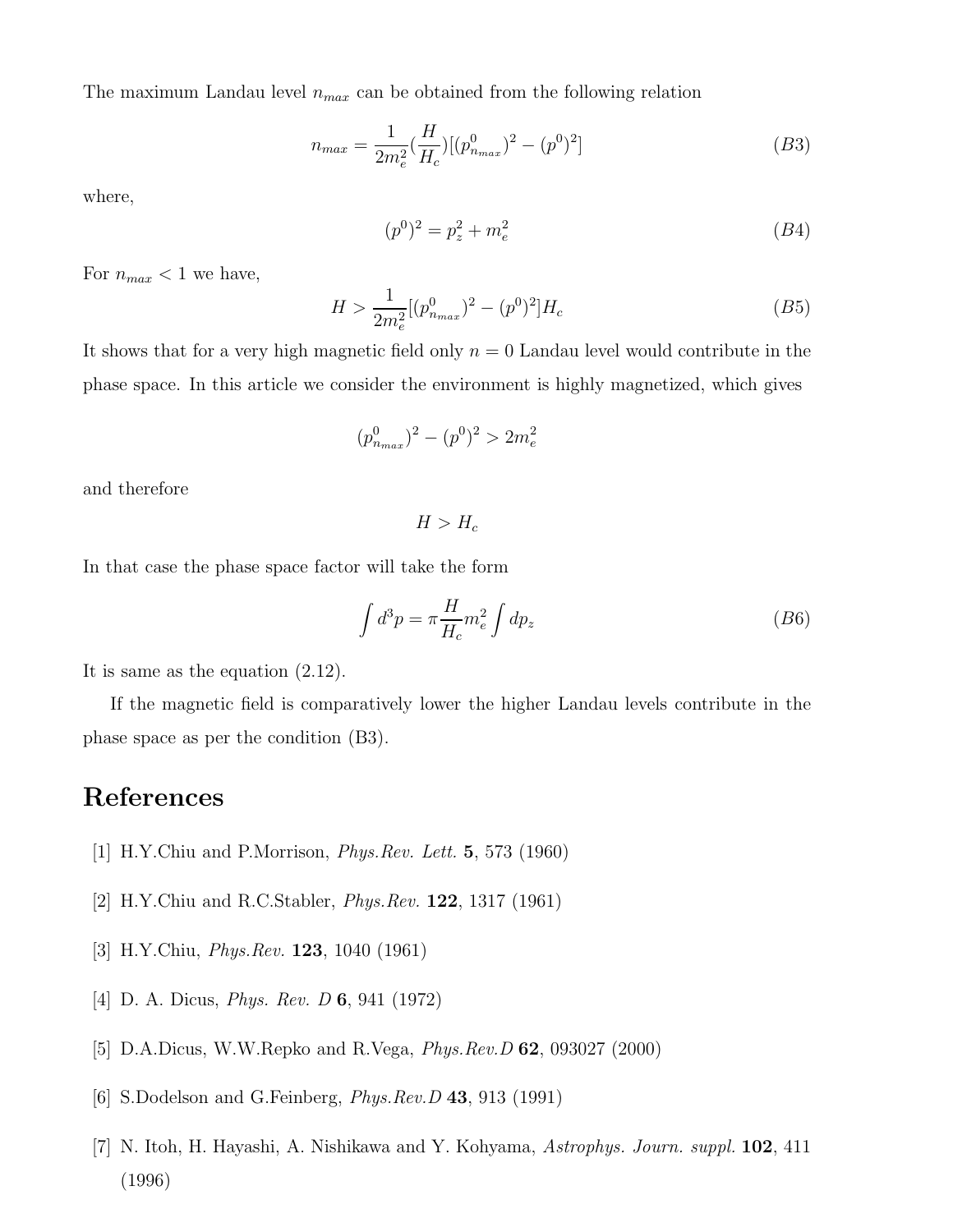The maximum Landau level $n_{max}$ can be obtained from the following relation

$$n_{max} = \frac{1}{2m_e^2}(\frac{H}{H_c})[(p^0_{n_{max}})^2 - (p^0)^2] \qquad (B3)$$

where,

$$(p^0)^2 = p_z^2 + m_e^2 \qquad (B4)$$

For $n_{max} < 1$ we have,

$$H > \frac{1}{2m_e^2}[(p^0_{n_{max}})^2 - (p^0)^2]H_c \qquad (B5)$$

It shows that for a very high magnetic field only $n = 0$ Landau level would contribute in the phase space. In this article we consider the environment is highly magnetized, which gives

$$(p^0_{n_{max}})^2 - (p^0)^2 > 2m_e^2$$

and therefore

$$H > H_c$$

In that case the phase space factor will take the form

$$\int d^3p = \pi \frac{H}{H_c} m_e^2 \int dp_z \qquad (B6)$$

It is same as the equation (2.12).

If the magnetic field is comparatively lower the higher Landau levels contribute in the phase space as per the condition (B3).

# References

[1] H.Y.Chiu and P.Morrison, *Phys.Rev. Lett.* **5**, 573 (1960)

[2] H.Y.Chiu and R.C.Stabler, *Phys.Rev.* **122**, 1317 (1961)

[3] H.Y.Chiu, *Phys.Rev.* **123**, 1040 (1961)

[4] D. A. Dicus, *Phys. Rev. D* **6**, 941 (1972)

[5] D.A.Dicus, W.W.Repko and R.Vega, *Phys.Rev.D* **62**, 093027 (2000)

[6] S.Dodelson and G.Feinberg, *Phys.Rev.D* **43**, 913 (1991)

[7] N. Itoh, H. Hayashi, A. Nishikawa and Y. Kohyama, *Astrophys. Journ. suppl.* **102**, 411 (1996)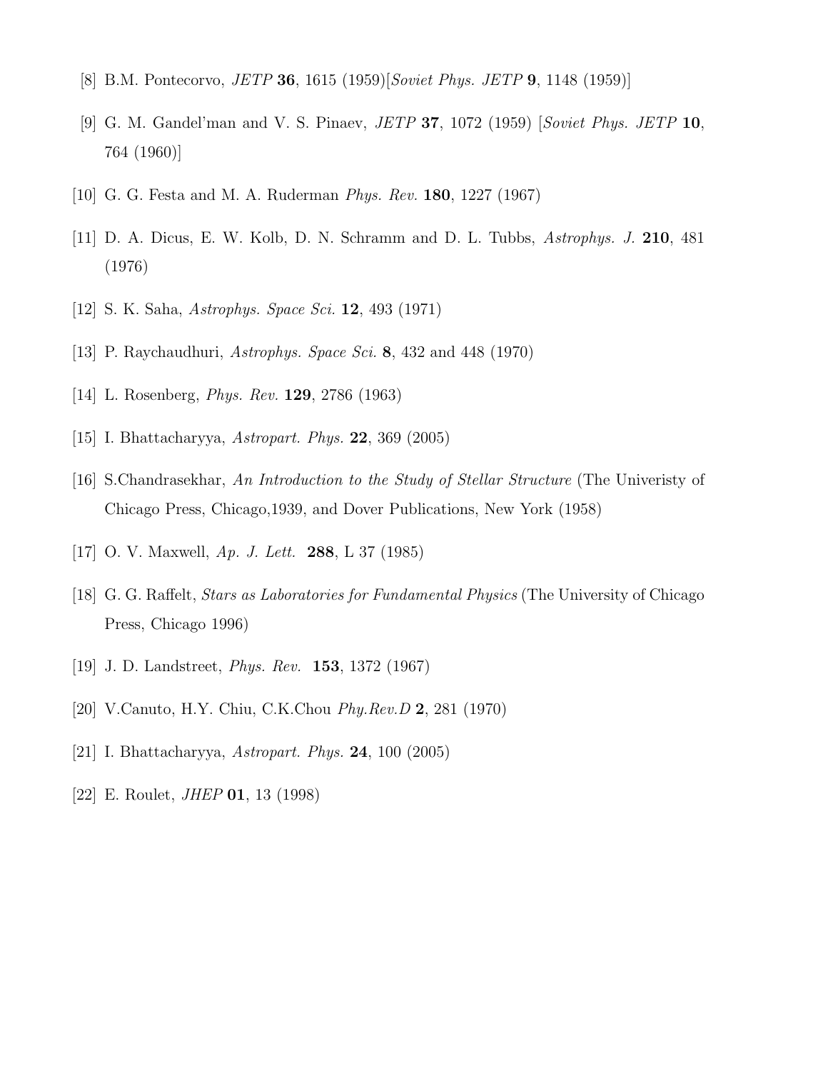[8] B.M. Pontecorvo, *JETP* **36**, 1615 (1959)[*Soviet Phys. JETP* **9**, 1148 (1959)]

[9] G. M. Gandel'man and V. S. Pinaev, *JETP* **37**, 1072 (1959) [*Soviet Phys. JETP* **10**, 764 (1960)]

[10] G. G. Festa and M. A. Ruderman *Phys. Rev.* **180**, 1227 (1967)

[11] D. A. Dicus, E. W. Kolb, D. N. Schramm and D. L. Tubbs, *Astrophys. J.* **210**, 481 (1976)

[12] S. K. Saha, *Astrophys. Space Sci.* **12**, 493 (1971)

[13] P. Raychaudhuri, *Astrophys. Space Sci.* **8**, 432 and 448 (1970)

[14] L. Rosenberg, *Phys. Rev.* **129**, 2786 (1963)

[15] I. Bhattacharyya, *Astropart. Phys.* **22**, 369 (2005)

[16] S.Chandrasekhar, *An Introduction to the Study of Stellar Structure* (The Univeristy of Chicago Press, Chicago,1939, and Dover Publications, New York (1958)

[17] O. V. Maxwell, *Ap. J. Lett.* **288**, L 37 (1985)

[18] G. G. Raffelt, *Stars as Laboratories for Fundamental Physics* (The University of Chicago Press, Chicago 1996)

[19] J. D. Landstreet, *Phys. Rev.* **153**, 1372 (1967)

[20] V.Canuto, H.Y. Chiu, C.K.Chou *Phy.Rev.D* **2**, 281 (1970)

[21] I. Bhattacharyya, *Astropart. Phys.* **24**, 100 (2005)

[22] E. Roulet, *JHEP* **01**, 13 (1998)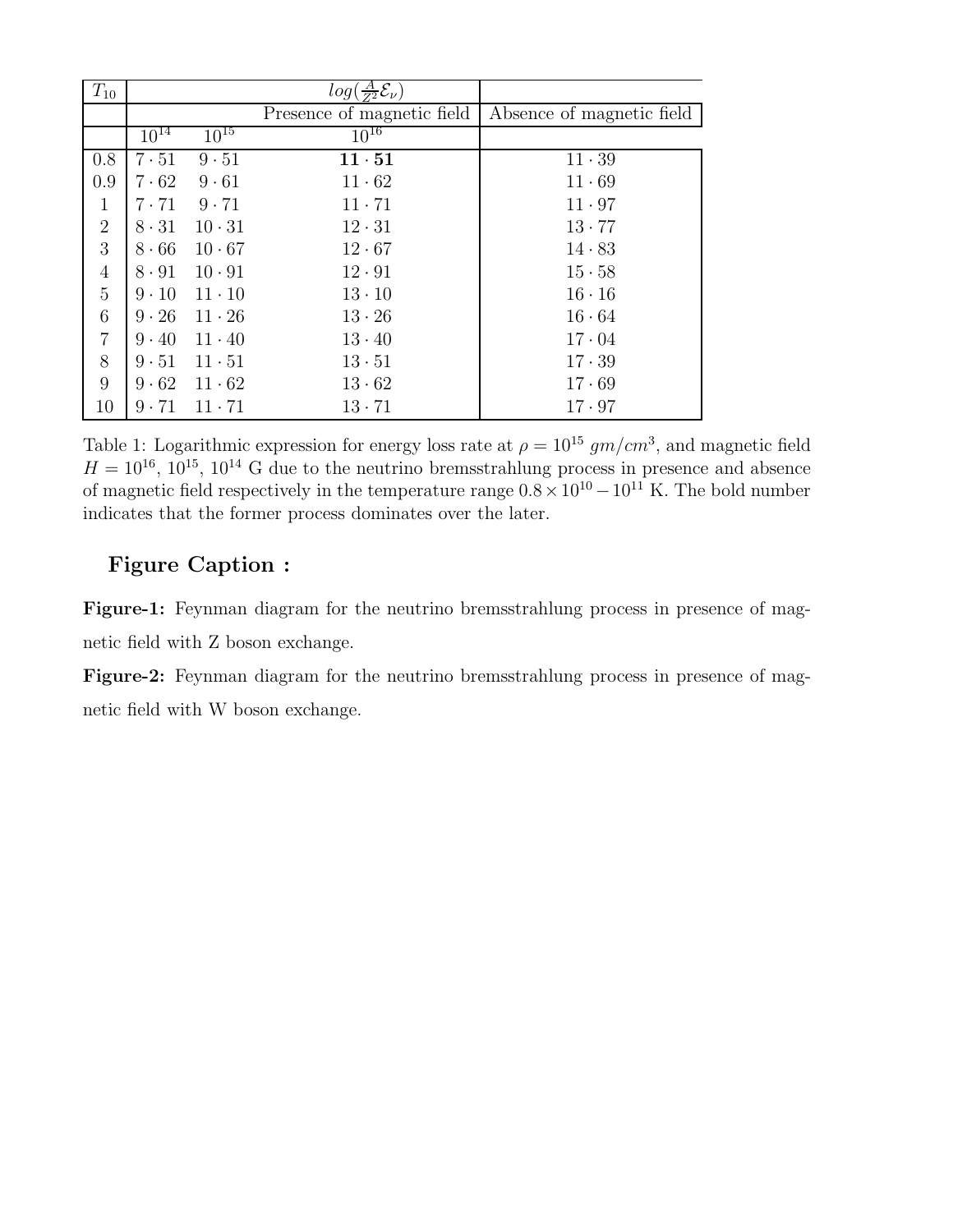| $T_{10}$ | $log(\frac{A}{Z^2}\mathcal{E}_\nu)$ | | | |
|---|---|---|---|---|
| | | | Presence of magnetic field | Absence of magnetic field |
| | $10^{14}$ | $10^{15}$ | $10^{16}$ | |
| 0.8 | $7\cdot51$ | $9\cdot51$ | $\mathbf{11\cdot51}$ | $11\cdot39$ |
| 0.9 | $7\cdot62$ | $9\cdot61$ | $11\cdot62$ | $11\cdot69$ |
| 1 | $7\cdot71$ | $9\cdot71$ | $11\cdot71$ | $11\cdot97$ |
| 2 | $8\cdot31$ | $10\cdot31$ | $12\cdot31$ | $13\cdot77$ |
| 3 | $8\cdot66$ | $10\cdot67$ | $12\cdot67$ | $14\cdot83$ |
| 4 | $8\cdot91$ | $10\cdot91$ | $12\cdot91$ | $15\cdot58$ |
| 5 | $9\cdot10$ | $11\cdot10$ | $13\cdot10$ | $16\cdot16$ |
| 6 | $9\cdot26$ | $11\cdot26$ | $13\cdot26$ | $16\cdot64$ |
| 7 | $9\cdot40$ | $11\cdot40$ | $13\cdot40$ | $17\cdot04$ |
| 8 | $9\cdot51$ | $11\cdot51$ | $13\cdot51$ | $17\cdot39$ |
| 9 | $9\cdot62$ | $11\cdot62$ | $13\cdot62$ | $17\cdot69$ |
| 10 | $9\cdot71$ | $11\cdot71$ | $13\cdot71$ | $17\cdot97$ |

Table 1: Logarithmic expression for energy loss rate at $\rho = 10^{15}$ $gm/cm^3$, and magnetic field $H = 10^{16}$, $10^{15}$, $10^{14}$ G due to the neutrino bremsstrahlung process in presence and absence of magnetic field respectively in the temperature range $0.8 \times 10^{10} - 10^{11}$ K. The bold number indicates that the former process dominates over the later.

## Figure Caption :

**Figure-1:** Feynman diagram for the neutrino bremsstrahlung process in presence of magnetic field with Z boson exchange.

**Figure-2:** Feynman diagram for the neutrino bremsstrahlung process in presence of magnetic field with W boson exchange.